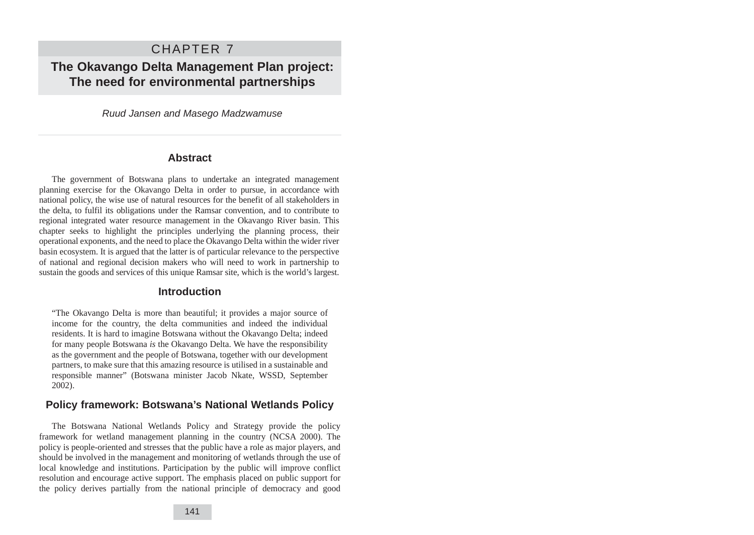# CHAPTER 7

# The Okavango Delta Management Plan project: The need for environmental partnerships

*Ruud Jansen and Masego Madzwamuse*

## Abstract

The government of Botswana plans to undertake an integrated management planning exercise for the Okavango Delta in order to pursue, in accordance with national policy, the wise use of natural resources for the benefit of all stakeholders in the delta, to fulfil its obligations under the Ramsar convention, and to contribute to regional integrated water resource management in the Okavango River basin. This chapter seeks to highlight the principles underlying the planning process, their operational exponents, and the need to place the Okavango Delta within the wider river basin ecosystem. It is argued that the latter is of particular relevance to the perspective of national and regional decision makers who will need to work in partnership to sustain the goods and services of this unique Ramsar site, which is the world's largest.

## Introduction

> "The Okavango Delta is more than beautiful; it provides a major source of income for the country, the delta communities and indeed the individual residents. It is hard to imagine Botswana without the Okavango Delta; indeed for many people Botswana *is* the Okavango Delta. We have the responsibility as the government and the people of Botswana, together with our development partners, to make sure that this amazing resource is utilised in a sustainable and responsible manner" (Botswana minister Jacob Nkate, WSSD, September 2002).

## Policy framework: Botswana's National Wetlands Policy

The Botswana National Wetlands Policy and Strategy provide the policy framework for wetland management planning in the country (NCSA 2000). The policy is people-oriented and stresses that the public have a role as major players, and should be involved in the management and monitoring of wetlands through the use of local knowledge and institutions. Participation by the public will improve conflict resolution and encourage active support. The emphasis placed on public support for the policy derives partially from the national principle of democracy and good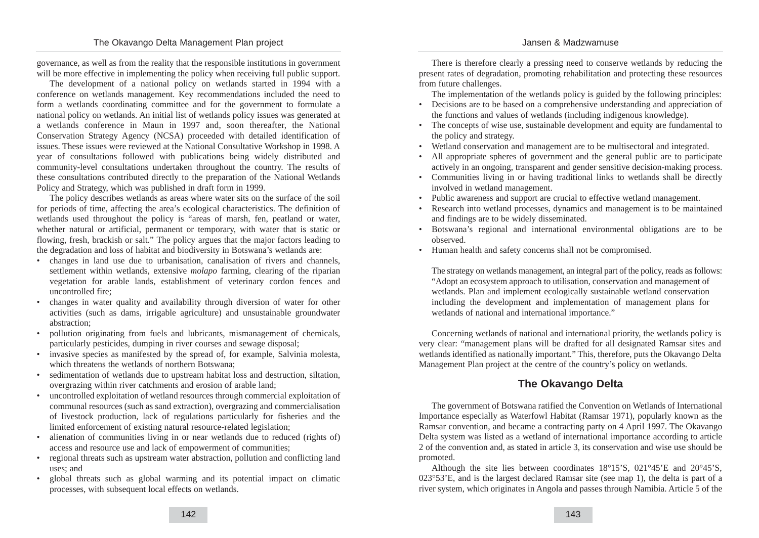governance, as well as from the reality that the responsible institutions in government will be more effective in implementing the policy when receiving full public support.

The development of a national policy on wetlands started in 1994 with a conference on wetlands management. Key recommendations included the need to form a wetlands coordinating committee and for the government to formulate a national policy on wetlands. An initial list of wetlands policy issues was generated at a wetlands conference in Maun in 1997 and, soon thereafter, the National Conservation Strategy Agency (NCSA) proceeded with detailed identification of issues. These issues were reviewed at the National Consultative Workshop in 1998. A year of consultations followed with publications being widely distributed and community-level consultations undertaken throughout the country. The results of these consultations contributed directly to the preparation of the National Wetlands Policy and Strategy, which was published in draft form in 1999.

The policy describes wetlands as areas where water sits on the surface of the soil for periods of time, affecting the area's ecological characteristics. The definition of wetlands used throughout the policy is "areas of marsh, fen, peatland or water, whether natural or artificial, permanent or temporary, with water that is static or flowing, fresh, brackish or salt." The policy argues that the major factors leading to the degradation and loss of habitat and biodiversity in Botswana's wetlands are:

- changes in land use due to urbanisation, canalisation of rivers and channels, settlement within wetlands, extensive *molapo* farming, clearing of the riparian vegetation for arable lands, establishment of veterinary cordon fences and uncontrolled fire;
- changes in water quality and availability through diversion of water for other activities (such as dams, irrigable agriculture) and unsustainable groundwater abstraction;
- pollution originating from fuels and lubricants, mismanagement of chemicals, particularly pesticides, dumping in river courses and sewage disposal;
- invasive species as manifested by the spread of, for example, Salvinia molesta, which threatens the wetlands of northern Botswana;
- sedimentation of wetlands due to upstream habitat loss and destruction, siltation, overgrazing within river catchments and erosion of arable land;
- uncontrolled exploitation of wetland resources through commercial exploitation of communal resources (such as sand extraction), overgrazing and commercialisation of livestock production, lack of regulations particularly for fisheries and the limited enforcement of existing natural resource-related legislation;
- alienation of communities living in or near wetlands due to reduced (rights of) access and resource use and lack of empowerment of communities;
- regional threats such as upstream water abstraction, pollution and conflicting land uses; and
- global threats such as global warming and its potential impact on climatic processes, with subsequent local effects on wetlands.

There is therefore clearly a pressing need to conserve wetlands by reducing the present rates of degradation, promoting rehabilitation and protecting these resources from future challenges.

The implementation of the wetlands policy is guided by the following principles:

- Decisions are to be based on a comprehensive understanding and appreciation of the functions and values of wetlands (including indigenous knowledge).
- The concepts of wise use, sustainable development and equity are fundamental to the policy and strategy.
- Wetland conservation and management are to be multisectoral and integrated.
- All appropriate spheres of government and the general public are to participate actively in an ongoing, transparent and gender sensitive decision-making process.
- Communities living in or having traditional links to wetlands shall be directly involved in wetland management.
- Public awareness and support are crucial to effective wetland management.
- Research into wetland processes, dynamics and management is to be maintained and findings are to be widely disseminated.
- Botswana's regional and international environmental obligations are to be observed.
- Human health and safety concerns shall not be compromised.

The strategy on wetlands management, an integral part of the policy, reads as follows:

> "Adopt an ecosystem approach to utilisation, conservation and management of wetlands. Plan and implement ecologically sustainable wetland conservation including the development and implementation of management plans for wetlands of national and international importance."

Concerning wetlands of national and international priority, the wetlands policy is very clear: "management plans will be drafted for all designated Ramsar sites and wetlands identified as nationally important." This, therefore, puts the Okavango Delta Management Plan project at the centre of the country's policy on wetlands.

## The Okavango Delta

The government of Botswana ratified the Convention on Wetlands of International Importance especially as Waterfowl Habitat (Ramsar 1971), popularly known as the Ramsar convention, and became a contracting party on 4 April 1997. The Okavango Delta system was listed as a wetland of international importance according to article 2 of the convention and, as stated in article 3, its conservation and wise use should be promoted.

Although the site lies between coordinates 18°15'S, 021°45'E and 20°45'S, 023°53'E, and is the largest declared Ramsar site (see map 1), the delta is part of a river system, which originates in Angola and passes through Namibia. Article 5 of the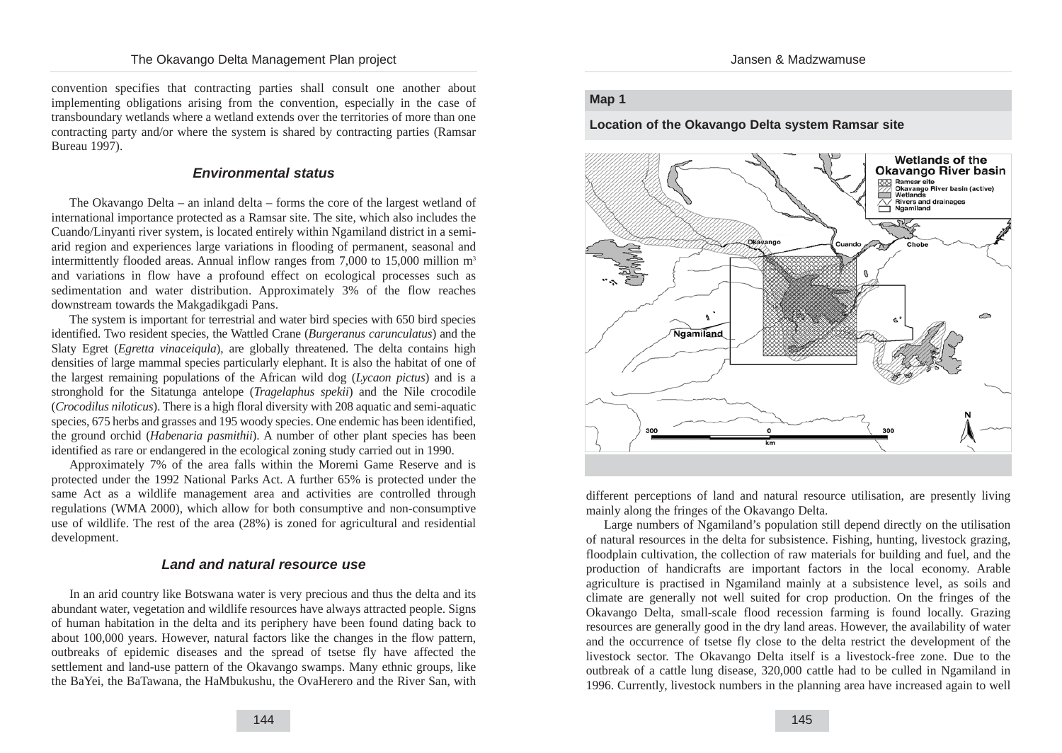convention specifies that contracting parties shall consult one another about implementing obligations arising from the convention, especially in the case of transboundary wetlands where a wetland extends over the territories of more than one contracting party and/or where the system is shared by contracting parties (Ramsar Bureau 1997).

### *Environmental status*

The Okavango Delta – an inland delta – forms the core of the largest wetland of international importance protected as a Ramsar site. The site, which also includes the Cuando/Linyanti river system, is located entirely within Ngamiland district in a semi-arid region and experiences large variations in flooding of permanent, seasonal and intermittently flooded areas. Annual inflow ranges from 7,000 to 15,000 million $m^3$ and variations in flow have a profound effect on ecological processes such as sedimentation and water distribution. Approximately 3% of the flow reaches downstream towards the Makgadikgadi Pans.

The system is important for terrestrial and water bird species with 650 bird species identified. Two resident species, the Wattled Crane (*Burgeranus carunculatus*) and the Slaty Egret (*Egretta vinaceiqula*), are globally threatened. The delta contains high densities of large mammal species particularly elephant. It is also the habitat of one of the largest remaining populations of the African wild dog (*Lycaon pictus*) and is a stronghold for the Sitatunga antelope (*Tragelaphus spekii*) and the Nile crocodile (*Crocodilus niloticus*). There is a high floral diversity with 208 aquatic and semi-aquatic species, 675 herbs and grasses and 195 woody species. One endemic has been identified, the ground orchid (*Habenaria pasmithii*). A number of other plant species has been identified as rare or endangered in the ecological zoning study carried out in 1990.

Approximately 7% of the area falls within the Moremi Game Reserve and is protected under the 1992 National Parks Act. A further 65% is protected under the same Act as a wildlife management area and activities are controlled through regulations (WMA 2000), which allow for both consumptive and non-consumptive use of wildlife. The rest of the area (28%) is zoned for agricultural and residential development.

### *Land and natural resource use*

In an arid country like Botswana water is very precious and thus the delta and its abundant water, vegetation and wildlife resources have always attracted people. Signs of human habitation in the delta and its periphery have been found dating back to about 100,000 years. However, natural factors like the changes in the flow pattern, outbreaks of epidemic diseases and the spread of tsetse fly have affected the settlement and land-use pattern of the Okavango swamps. Many ethnic groups, like the BaYei, the BaTawana, the HaMbukushu, the OvaHerero and the River San, with different perceptions of land and natural resource utilisation, are presently living mainly along the fringes of the Okavango Delta.

**Map 1**

**Location of the Okavango Delta system Ramsar site**

Large numbers of Ngamiland's population still depend directly on the utilisation of natural resources in the delta for subsistence. Fishing, hunting, livestock grazing, floodplain cultivation, the collection of raw materials for building and fuel, and the production of handicrafts are important factors in the local economy. Arable agriculture is practised in Ngamiland mainly at a subsistence level, as soils and climate are generally not well suited for crop production. On the fringes of the Okavango Delta, small-scale flood recession farming is found locally. Grazing resources are generally good in the dry land areas. However, the availability of water and the occurrence of tsetse fly close to the delta restrict the development of the livestock sector. The Okavango Delta itself is a livestock-free zone. Due to the outbreak of a cattle lung disease, 320,000 cattle had to be culled in Ngamiland in 1996. Currently, livestock numbers in the planning area have increased again to well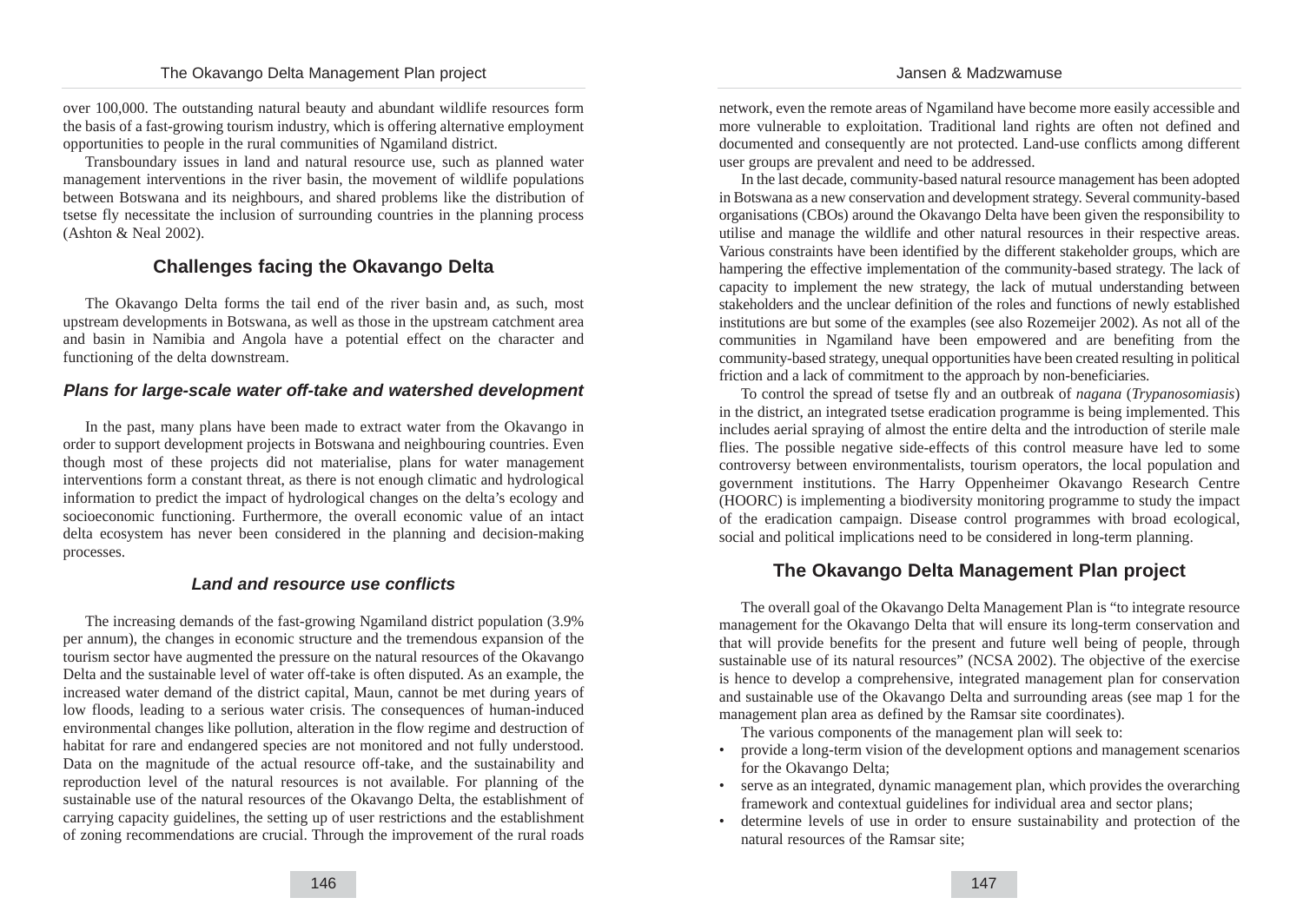over 100,000. The outstanding natural beauty and abundant wildlife resources form the basis of a fast-growing tourism industry, which is offering alternative employment opportunities to people in the rural communities of Ngamiland district.

Transboundary issues in land and natural resource use, such as planned water management interventions in the river basin, the movement of wildlife populations between Botswana and its neighbours, and shared problems like the distribution of tsetse fly necessitate the inclusion of surrounding countries in the planning process (Ashton & Neal 2002).

## Challenges facing the Okavango Delta

The Okavango Delta forms the tail end of the river basin and, as such, most upstream developments in Botswana, as well as those in the upstream catchment area and basin in Namibia and Angola have a potential effect on the character and functioning of the delta downstream.

### *Plans for large-scale water off-take and watershed development*

In the past, many plans have been made to extract water from the Okavango in order to support development projects in Botswana and neighbouring countries. Even though most of these projects did not materialise, plans for water management interventions form a constant threat, as there is not enough climatic and hydrological information to predict the impact of hydrological changes on the delta's ecology and socioeconomic functioning. Furthermore, the overall economic value of an intact delta ecosystem has never been considered in the planning and decision-making processes.

### *Land and resource use conflicts*

The increasing demands of the fast-growing Ngamiland district population (3.9% per annum), the changes in economic structure and the tremendous expansion of the tourism sector have augmented the pressure on the natural resources of the Okavango Delta and the sustainable level of water off-take is often disputed. As an example, the increased water demand of the district capital, Maun, cannot be met during years of low floods, leading to a serious water crisis. The consequences of human-induced environmental changes like pollution, alteration in the flow regime and destruction of habitat for rare and endangered species are not monitored and not fully understood. Data on the magnitude of the actual resource off-take, and the sustainability and reproduction level of the natural resources is not available. For planning of the sustainable use of the natural resources of the Okavango Delta, the establishment of carrying capacity guidelines, the setting up of user restrictions and the establishment of zoning recommendations are crucial. Through the improvement of the rural roads network, even the remote areas of Ngamiland have become more easily accessible and more vulnerable to exploitation. Traditional land rights are often not defined and documented and consequently are not protected. Land-use conflicts among different user groups are prevalent and need to be addressed.

In the last decade, community-based natural resource management has been adopted in Botswana as a new conservation and development strategy. Several community-based organisations (CBOs) around the Okavango Delta have been given the responsibility to utilise and manage the wildlife and other natural resources in their respective areas. Various constraints have been identified by the different stakeholder groups, which are hampering the effective implementation of the community-based strategy. The lack of capacity to implement the new strategy, the lack of mutual understanding between stakeholders and the unclear definition of the roles and functions of newly established institutions are but some of the examples (see also Rozemeijer 2002). As not all of the communities in Ngamiland have been empowered and are benefiting from the community-based strategy, unequal opportunities have been created resulting in political friction and a lack of commitment to the approach by non-beneficiaries.

To control the spread of tsetse fly and an outbreak of *nagana* (*Trypanosomiasis*) in the district, an integrated tsetse eradication programme is being implemented. This includes aerial spraying of almost the entire delta and the introduction of sterile male flies. The possible negative side-effects of this control measure have led to some controversy between environmentalists, tourism operators, the local population and government institutions. The Harry Oppenheimer Okavango Research Centre (HOORC) is implementing a biodiversity monitoring programme to study the impact of the eradication campaign. Disease control programmes with broad ecological, social and political implications need to be considered in long-term planning.

## The Okavango Delta Management Plan project

The overall goal of the Okavango Delta Management Plan is "to integrate resource management for the Okavango Delta that will ensure its long-term conservation and that will provide benefits for the present and future well being of people, through sustainable use of its natural resources" (NCSA 2002). The objective of the exercise is hence to develop a comprehensive, integrated management plan for conservation and sustainable use of the Okavango Delta and surrounding areas (see map 1 for the management plan area as defined by the Ramsar site coordinates).

The various components of the management plan will seek to:

- provide a long-term vision of the development options and management scenarios for the Okavango Delta;
- serve as an integrated, dynamic management plan, which provides the overarching framework and contextual guidelines for individual area and sector plans;
- determine levels of use in order to ensure sustainability and protection of the natural resources of the Ramsar site;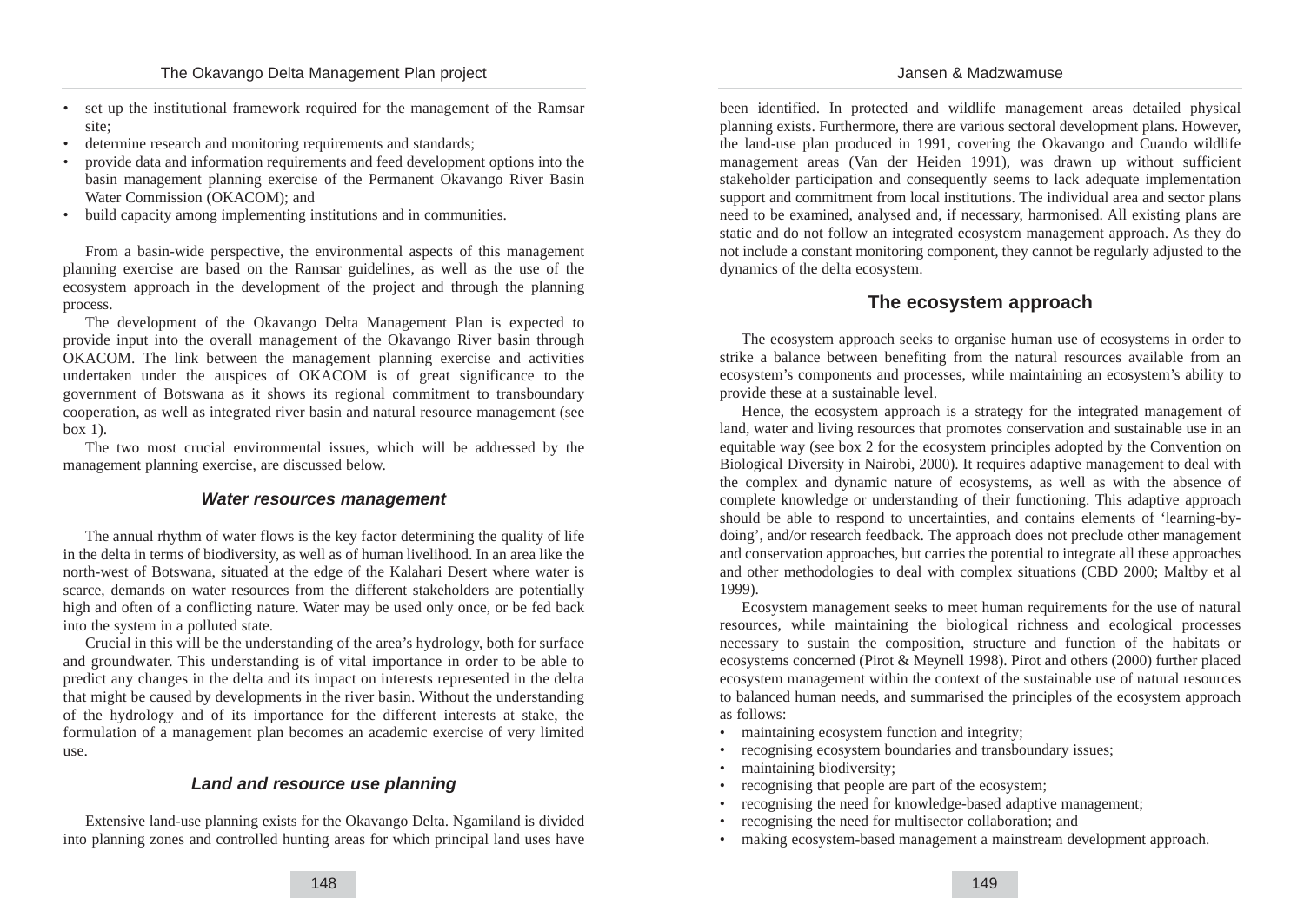- set up the institutional framework required for the management of the Ramsar site;
- determine research and monitoring requirements and standards;
- provide data and information requirements and feed development options into the basin management planning exercise of the Permanent Okavango River Basin Water Commission (OKACOM); and
- build capacity among implementing institutions and in communities.

From a basin-wide perspective, the environmental aspects of this management planning exercise are based on the Ramsar guidelines, as well as the use of the ecosystem approach in the development of the project and through the planning process.

The development of the Okavango Delta Management Plan is expected to provide input into the overall management of the Okavango River basin through OKACOM. The link between the management planning exercise and activities undertaken under the auspices of OKACOM is of great significance to the government of Botswana as it shows its regional commitment to transboundary cooperation, as well as integrated river basin and natural resource management (see box 1).

The two most crucial environmental issues, which will be addressed by the management planning exercise, are discussed below.

### *Water resources management*

The annual rhythm of water flows is the key factor determining the quality of life in the delta in terms of biodiversity, as well as of human livelihood. In an area like the north-west of Botswana, situated at the edge of the Kalahari Desert where water is scarce, demands on water resources from the different stakeholders are potentially high and often of a conflicting nature. Water may be used only once, or be fed back into the system in a polluted state.

Crucial in this will be the understanding of the area's hydrology, both for surface and groundwater. This understanding is of vital importance in order to be able to predict any changes in the delta and its impact on interests represented in the delta that might be caused by developments in the river basin. Without the understanding of the hydrology and of its importance for the different interests at stake, the formulation of a management plan becomes an academic exercise of very limited use.

### *Land and resource use planning*

Extensive land-use planning exists for the Okavango Delta. Ngamiland is divided into planning zones and controlled hunting areas for which principal land uses have been identified. In protected and wildlife management areas detailed physical planning exists. Furthermore, there are various sectoral development plans. However, the land-use plan produced in 1991, covering the Okavango and Cuando wildlife management areas (Van der Heiden 1991), was drawn up without sufficient stakeholder participation and consequently seems to lack adequate implementation support and commitment from local institutions. The individual area and sector plans need to be examined, analysed and, if necessary, harmonised. All existing plans are static and do not follow an integrated ecosystem management approach. As they do not include a constant monitoring component, they cannot be regularly adjusted to the dynamics of the delta ecosystem.

## The ecosystem approach

The ecosystem approach seeks to organise human use of ecosystems in order to strike a balance between benefiting from the natural resources available from an ecosystem's components and processes, while maintaining an ecosystem's ability to provide these at a sustainable level.

Hence, the ecosystem approach is a strategy for the integrated management of land, water and living resources that promotes conservation and sustainable use in an equitable way (see box 2 for the ecosystem principles adopted by the Convention on Biological Diversity in Nairobi, 2000). It requires adaptive management to deal with the complex and dynamic nature of ecosystems, as well as with the absence of complete knowledge or understanding of their functioning. This adaptive approach should be able to respond to uncertainties, and contains elements of 'learning-by-doing', and/or research feedback. The approach does not preclude other management and conservation approaches, but carries the potential to integrate all these approaches and other methodologies to deal with complex situations (CBD 2000; Maltby et al 1999).

Ecosystem management seeks to meet human requirements for the use of natural resources, while maintaining the biological richness and ecological processes necessary to sustain the composition, structure and function of the habitats or ecosystems concerned (Pirot & Meynell 1998). Pirot and others (2000) further placed ecosystem management within the context of the sustainable use of natural resources to balanced human needs, and summarised the principles of the ecosystem approach as follows:

- maintaining ecosystem function and integrity;
- recognising ecosystem boundaries and transboundary issues;
- maintaining biodiversity;
- recognising that people are part of the ecosystem;
- recognising the need for knowledge-based adaptive management;
- recognising the need for multisector collaboration; and
- making ecosystem-based management a mainstream development approach.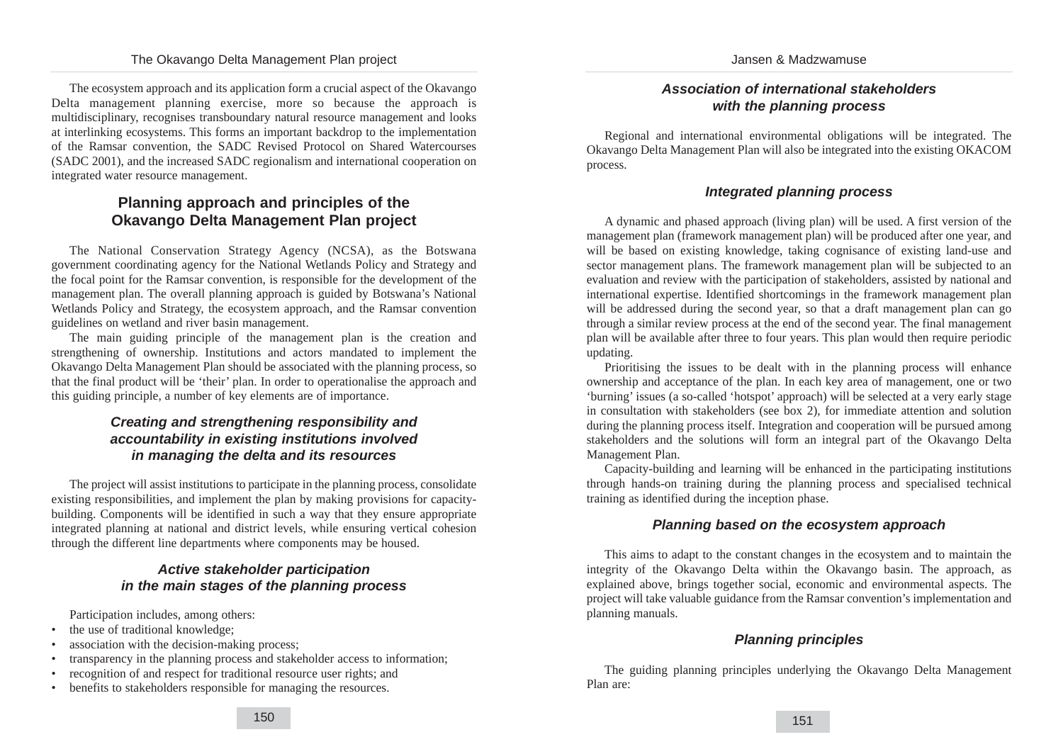The ecosystem approach and its application form a crucial aspect of the Okavango Delta management planning exercise, more so because the approach is multidisciplinary, recognises transboundary natural resource management and looks at interlinking ecosystems. This forms an important backdrop to the implementation of the Ramsar convention, the SADC Revised Protocol on Shared Watercourses (SADC 2001), and the increased SADC regionalism and international cooperation on integrated water resource management.

## Planning approach and principles of the Okavango Delta Management Plan project

The National Conservation Strategy Agency (NCSA), as the Botswana government coordinating agency for the National Wetlands Policy and Strategy and the focal point for the Ramsar convention, is responsible for the development of the management plan. The overall planning approach is guided by Botswana's National Wetlands Policy and Strategy, the ecosystem approach, and the Ramsar convention guidelines on wetland and river basin management.

The main guiding principle of the management plan is the creation and strengthening of ownership. Institutions and actors mandated to implement the Okavango Delta Management Plan should be associated with the planning process, so that the final product will be 'their' plan. In order to operationalise the approach and this guiding principle, a number of key elements are of importance.

### *Creating and strengthening responsibility and accountability in existing institutions involved in managing the delta and its resources*

The project will assist institutions to participate in the planning process, consolidate existing responsibilities, and implement the plan by making provisions for capacity-building. Components will be identified in such a way that they ensure appropriate integrated planning at national and district levels, while ensuring vertical cohesion through the different line departments where components may be housed.

### *Active stakeholder participation in the main stages of the planning process*

Participation includes, among others:

- the use of traditional knowledge;
- association with the decision-making process;
- transparency in the planning process and stakeholder access to information;
- recognition of and respect for traditional resource user rights; and
- benefits to stakeholders responsible for managing the resources.

### *Association of international stakeholders with the planning process*

Regional and international environmental obligations will be integrated. The Okavango Delta Management Plan will also be integrated into the existing OKACOM process.

### *Integrated planning process*

A dynamic and phased approach (living plan) will be used. A first version of the management plan (framework management plan) will be produced after one year, and will be based on existing knowledge, taking cognisance of existing land-use and sector management plans. The framework management plan will be subjected to an evaluation and review with the participation of stakeholders, assisted by national and international expertise. Identified shortcomings in the framework management plan will be addressed during the second year, so that a draft management plan can go through a similar review process at the end of the second year. The final management plan will be available after three to four years. This plan would then require periodic updating.

Prioritising the issues to be dealt with in the planning process will enhance ownership and acceptance of the plan. In each key area of management, one or two 'burning' issues (a so-called 'hotspot' approach) will be selected at a very early stage in consultation with stakeholders (see box 2), for immediate attention and solution during the planning process itself. Integration and cooperation will be pursued among stakeholders and the solutions will form an integral part of the Okavango Delta Management Plan.

Capacity-building and learning will be enhanced in the participating institutions through hands-on training during the planning process and specialised technical training as identified during the inception phase.

### *Planning based on the ecosystem approach*

This aims to adapt to the constant changes in the ecosystem and to maintain the integrity of the Okavango Delta within the Okavango basin. The approach, as explained above, brings together social, economic and environmental aspects. The project will take valuable guidance from the Ramsar convention's implementation and planning manuals.

### *Planning principles*

The guiding planning principles underlying the Okavango Delta Management Plan are: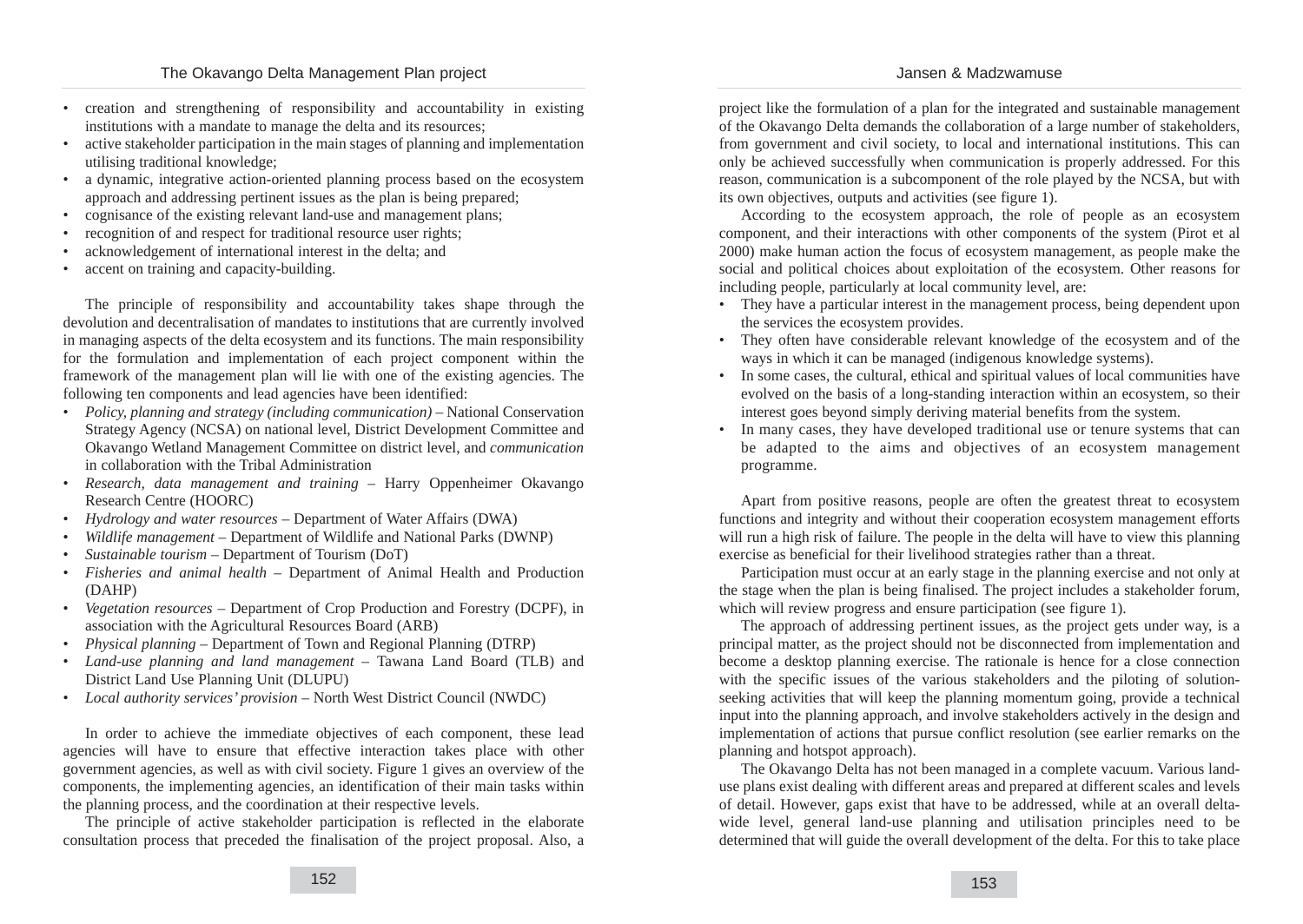- creation and strengthening of responsibility and accountability in existing institutions with a mandate to manage the delta and its resources;
- active stakeholder participation in the main stages of planning and implementation utilising traditional knowledge;
- a dynamic, integrative action-oriented planning process based on the ecosystem approach and addressing pertinent issues as the plan is being prepared;
- cognisance of the existing relevant land-use and management plans;
- recognition of and respect for traditional resource user rights;
- acknowledgement of international interest in the delta; and
- accent on training and capacity-building.

The principle of responsibility and accountability takes shape through the devolution and decentralisation of mandates to institutions that are currently involved in managing aspects of the delta ecosystem and its functions. The main responsibility for the formulation and implementation of each project component within the framework of the management plan will lie with one of the existing agencies. The following ten components and lead agencies have been identified:

- *Policy, planning and strategy (including communication)* – National Conservation Strategy Agency (NCSA) on national level, District Development Committee and Okavango Wetland Management Committee on district level, and *communication* in collaboration with the Tribal Administration
- *Research, data management and training* – Harry Oppenheimer Okavango Research Centre (HOORC)
- *Hydrology and water resources* – Department of Water Affairs (DWA)
- *Wildlife management* – Department of Wildlife and National Parks (DWNP)
- *Sustainable tourism* – Department of Tourism (DoT)
- *Fisheries and animal health* – Department of Animal Health and Production (DAHP)
- *Vegetation resources* – Department of Crop Production and Forestry (DCPF), in association with the Agricultural Resources Board (ARB)
- *Physical planning* – Department of Town and Regional Planning (DTRP)
- *Land-use planning and land management* – Tawana Land Board (TLB) and District Land Use Planning Unit (DLUPU)
- *Local authority services' provision* – North West District Council (NWDC)

In order to achieve the immediate objectives of each component, these lead agencies will have to ensure that effective interaction takes place with other government agencies, as well as with civil society. Figure 1 gives an overview of the components, the implementing agencies, an identification of their main tasks within the planning process, and the coordination at their respective levels.

The principle of active stakeholder participation is reflected in the elaborate consultation process that preceded the finalisation of the project proposal. Also, a project like the formulation of a plan for the integrated and sustainable management of the Okavango Delta demands the collaboration of a large number of stakeholders, from government and civil society, to local and international institutions. This can only be achieved successfully when communication is properly addressed. For this reason, communication is a subcomponent of the role played by the NCSA, but with its own objectives, outputs and activities (see figure 1).

According to the ecosystem approach, the role of people as an ecosystem component, and their interactions with other components of the system (Pirot et al 2000) make human action the focus of ecosystem management, as people make the social and political choices about exploitation of the ecosystem. Other reasons for including people, particularly at local community level, are:

- They have a particular interest in the management process, being dependent upon the services the ecosystem provides.
- They often have considerable relevant knowledge of the ecosystem and of the ways in which it can be managed (indigenous knowledge systems).
- In some cases, the cultural, ethical and spiritual values of local communities have evolved on the basis of a long-standing interaction within an ecosystem, so their interest goes beyond simply deriving material benefits from the system.
- In many cases, they have developed traditional use or tenure systems that can be adapted to the aims and objectives of an ecosystem management programme.

Apart from positive reasons, people are often the greatest threat to ecosystem functions and integrity and without their cooperation ecosystem management efforts will run a high risk of failure. The people in the delta will have to view this planning exercise as beneficial for their livelihood strategies rather than a threat.

Participation must occur at an early stage in the planning exercise and not only at the stage when the plan is being finalised. The project includes a stakeholder forum, which will review progress and ensure participation (see figure 1).

The approach of addressing pertinent issues, as the project gets under way, is a principal matter, as the project should not be disconnected from implementation and become a desktop planning exercise. The rationale is hence for a close connection with the specific issues of the various stakeholders and the piloting of solution-seeking activities that will keep the planning momentum going, provide a technical input into the planning approach, and involve stakeholders actively in the design and implementation of actions that pursue conflict resolution (see earlier remarks on the planning and hotspot approach).

The Okavango Delta has not been managed in a complete vacuum. Various land-use plans exist dealing with different areas and prepared at different scales and levels of detail. However, gaps exist that have to be addressed, while at an overall delta-wide level, general land-use planning and utilisation principles need to be determined that will guide the overall development of the delta. For this to take place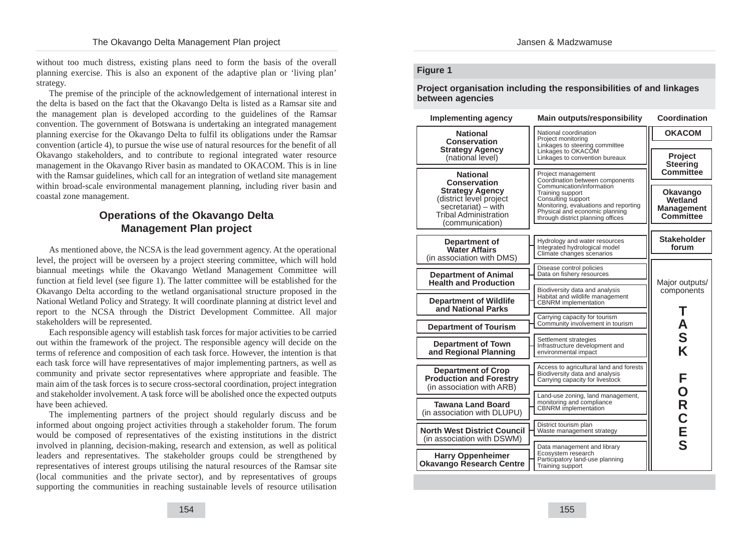without too much distress, existing plans need to form the basis of the overall planning exercise. This is also an exponent of the adaptive plan or 'living plan' strategy.

The premise of the principle of the acknowledgement of international interest in the delta is based on the fact that the Okavango Delta is listed as a Ramsar site and the management plan is developed according to the guidelines of the Ramsar convention. The government of Botswana is undertaking an integrated management planning exercise for the Okavango Delta to fulfil its obligations under the Ramsar convention (article 4), to pursue the wise use of natural resources for the benefit of all Okavango stakeholders, and to contribute to regional integrated water resource management in the Okavango River basin as mandated to OKACOM. This is in line with the Ramsar guidelines, which call for an integration of wetland site management within broad-scale environmental management planning, including river basin and coastal zone management.

## Operations of the Okavango Delta Management Plan project

As mentioned above, the NCSA is the lead government agency. At the operational level, the project will be overseen by a project steering committee, which will hold biannual meetings while the Okavango Wetland Management Committee will function at field level (see figure 1). The latter committee will be established for the Okavango Delta according to the wetland organisational structure proposed in the National Wetland Policy and Strategy. It will coordinate planning at district level and report to the NCSA through the District Development Committee. All major stakeholders will be represented.

Each responsible agency will establish task forces for major activities to be carried out within the framework of the project. The responsible agency will decide on the terms of reference and composition of each task force. However, the intention is that each task force will have representatives of major implementing partners, as well as community and private sector representatives where appropriate and feasible. The main aim of the task forces is to secure cross-sectoral coordination, project integration and stakeholder involvement. A task force will be abolished once the expected outputs have been achieved.

The implementing partners of the project should regularly discuss and be informed about ongoing project activities through a stakeholder forum. The forum would be composed of representatives of the existing institutions in the district involved in planning, decision-making, research and extension, as well as political leaders and representatives. The stakeholder groups could be strengthened by representatives of interest groups utilising the natural resources of the Ramsar site (local communities and the private sector), and by representatives of groups supporting the communities in reaching sustainable levels of resource utilisation

**Figure 1**

**Project organisation including the responsibilities of and linkages between agencies**

| Implementing agency | Main outputs/responsibility | Coordination |
|---|---|---|
| **National Conservation Strategy Agency** (national level) | National coordination<br>Project monitoring<br>Linkages to steering committee<br>Linkages to OKACOM<br>Linkages to convention bureaux | **OKACOM**<br>**Project Steering Committee** |
| **National Conservation Strategy Agency** (district level project secretariat) – with Tribal Administration (communication) | Project management<br>Coordination between components<br>Communication/information<br>Training support<br>Consulting support<br>Monitoring, evaluations and reporting<br>Physical and economic planning through district planning offices | **Okavango Wetland Management Committee** |
| **Department of Water Affairs** (in association with DMS) | Hydrology and water resources<br>Integrated hydrological model<br>Climate changes scenarios | **Stakeholder forum** |
| **Department of Animal Health and Production** | Disease control policies<br>Data on fishery resources | Major outputs/ components<br>**TASK FORCES** |
| **Department of Wildlife and National Parks** | Biodiversity data and analysis<br>Habitat and wildlife management<br>CBNRM implementation | |
| **Department of Tourism** | Carrying capacity for tourism<br>Community involvement in tourism | |
| **Department of Town and Regional Planning** | Settlement strategies<br>Infrastructure development and environmental impact | |
| **Department of Crop Production and Forestry** (in association with ARB) | Access to agricultural land and forests<br>Biodiversity data and analysis<br>Carrying capacity for livestock | |
| **Tawana Land Board** (in association with DLUPU) | Land-use zoning, land management, monitoring and compliance<br>CBNRM implementation | |
| **North West District Council** (in association with DSWM) | District tourism plan<br>Waste management strategy | |
| **Harry Oppenheimer Okavango Research Centre** | Data management and library<br>Ecosystem research<br>Participatory land-use planning<br>Training support | |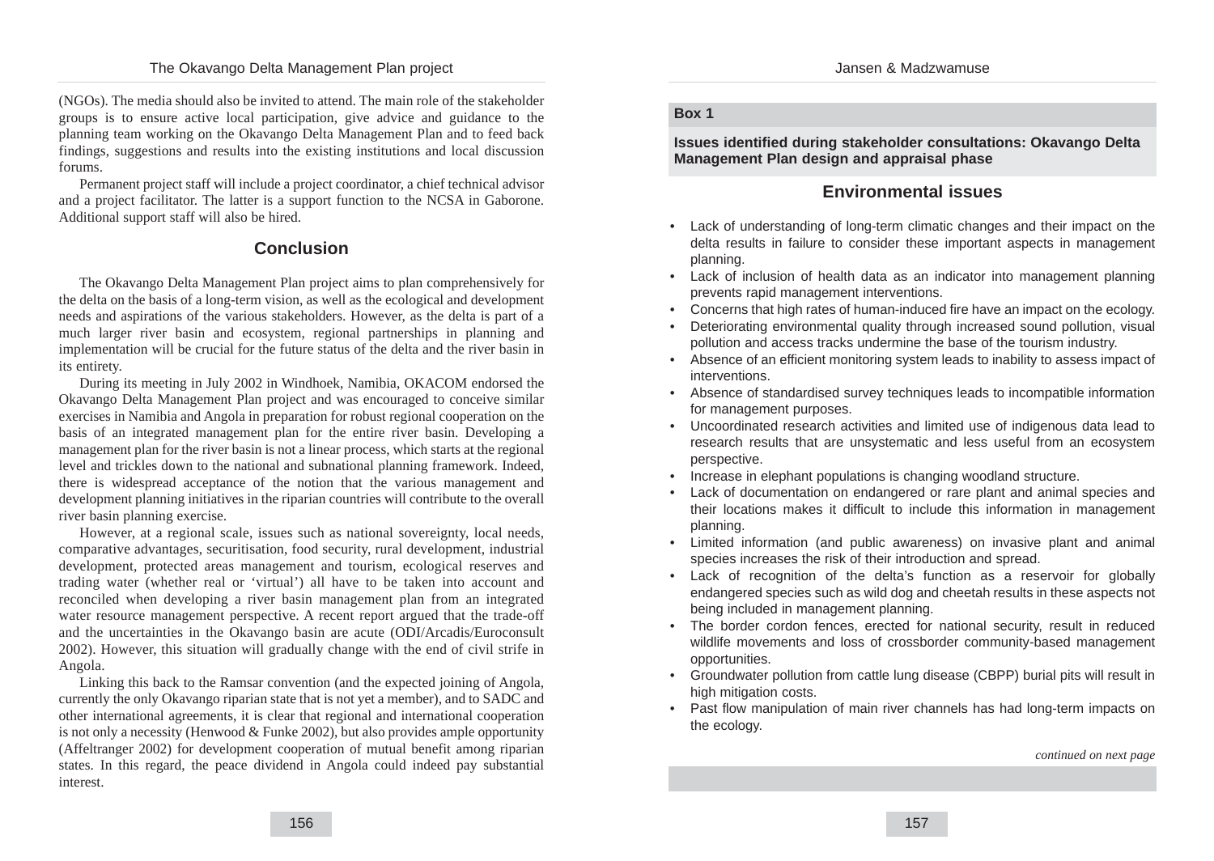(NGOs). The media should also be invited to attend. The main role of the stakeholder groups is to ensure active local participation, give advice and guidance to the planning team working on the Okavango Delta Management Plan and to feed back findings, suggestions and results into the existing institutions and local discussion forums.

Permanent project staff will include a project coordinator, a chief technical advisor and a project facilitator. The latter is a support function to the NCSA in Gaborone. Additional support staff will also be hired.

## Conclusion

The Okavango Delta Management Plan project aims to plan comprehensively for the delta on the basis of a long-term vision, as well as the ecological and development needs and aspirations of the various stakeholders. However, as the delta is part of a much larger river basin and ecosystem, regional partnerships in planning and implementation will be crucial for the future status of the delta and the river basin in its entirety.

During its meeting in July 2002 in Windhoek, Namibia, OKACOM endorsed the Okavango Delta Management Plan project and was encouraged to conceive similar exercises in Namibia and Angola in preparation for robust regional cooperation on the basis of an integrated management plan for the entire river basin. Developing a management plan for the river basin is not a linear process, which starts at the regional level and trickles down to the national and subnational planning framework. Indeed, there is widespread acceptance of the notion that the various management and development planning initiatives in the riparian countries will contribute to the overall river basin planning exercise.

However, at a regional scale, issues such as national sovereignty, local needs, comparative advantages, securitisation, food security, rural development, industrial development, protected areas management and tourism, ecological reserves and trading water (whether real or 'virtual') all have to be taken into account and reconciled when developing a river basin management plan from an integrated water resource management perspective. A recent report argued that the trade-off and the uncertainties in the Okavango basin are acute (ODI/Arcadis/Euroconsult 2002). However, this situation will gradually change with the end of civil strife in Angola.

Linking this back to the Ramsar convention (and the expected joining of Angola, currently the only Okavango riparian state that is not yet a member), and to SADC and other international agreements, it is clear that regional and international cooperation is not only a necessity (Henwood & Funke 2002), but also provides ample opportunity (Affeltranger 2002) for development cooperation of mutual benefit among riparian states. In this regard, the peace dividend in Angola could indeed pay substantial interest.

**Box 1**

**Issues identified during stakeholder consultations: Okavango Delta Management Plan design and appraisal phase**

### Environmental issues

- Lack of understanding of long-term climatic changes and their impact on the delta results in failure to consider these important aspects in management planning.
- Lack of inclusion of health data as an indicator into management planning prevents rapid management interventions.
- Concerns that high rates of human-induced fire have an impact on the ecology.
- Deteriorating environmental quality through increased sound pollution, visual pollution and access tracks undermine the base of the tourism industry.
- Absence of an efficient monitoring system leads to inability to assess impact of interventions.
- Absence of standardised survey techniques leads to incompatible information for management purposes.
- Uncoordinated research activities and limited use of indigenous data lead to research results that are unsystematic and less useful from an ecosystem perspective.
- Increase in elephant populations is changing woodland structure.
- Lack of documentation on endangered or rare plant and animal species and their locations makes it difficult to include this information in management planning.
- Limited information (and public awareness) on invasive plant and animal species increases the risk of their introduction and spread.
- Lack of recognition of the delta's function as a reservoir for globally endangered species such as wild dog and cheetah results in these aspects not being included in management planning.
- The border cordon fences, erected for national security, result in reduced wildlife movements and loss of crossborder community-based management opportunities.
- Groundwater pollution from cattle lung disease (CBPP) burial pits will result in high mitigation costs.
- Past flow manipulation of main river channels has had long-term impacts on the ecology.

*continued on next page*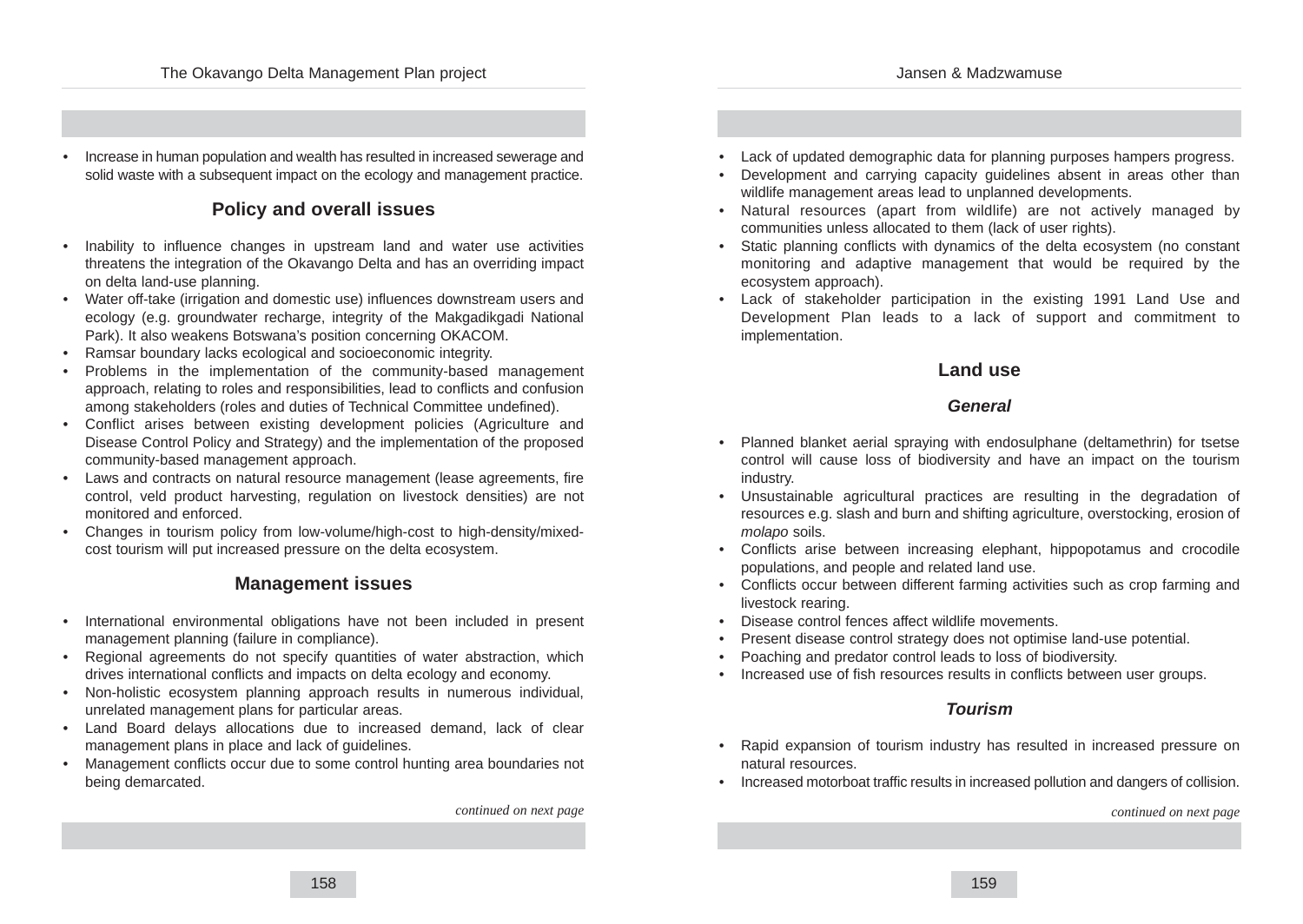- Increase in human population and wealth has resulted in increased sewerage and solid waste with a subsequent impact on the ecology and management practice.

## Policy and overall issues

- Inability to influence changes in upstream land and water use activities threatens the integration of the Okavango Delta and has an overriding impact on delta land-use planning.
- Water off-take (irrigation and domestic use) influences downstream users and ecology (e.g. groundwater recharge, integrity of the Makgadikgadi National Park). It also weakens Botswana's position concerning OKACOM.
- Ramsar boundary lacks ecological and socioeconomic integrity.
- Problems in the implementation of the community-based management approach, relating to roles and responsibilities, lead to conflicts and confusion among stakeholders (roles and duties of Technical Committee undefined).
- Conflict arises between existing development policies (Agriculture and Disease Control Policy and Strategy) and the implementation of the proposed community-based management approach.
- Laws and contracts on natural resource management (lease agreements, fire control, veld product harvesting, regulation on livestock densities) are not monitored and enforced.
- Changes in tourism policy from low-volume/high-cost to high-density/mixed-cost tourism will put increased pressure on the delta ecosystem.

## Management issues

- International environmental obligations have not been included in present management planning (failure in compliance).
- Regional agreements do not specify quantities of water abstraction, which drives international conflicts and impacts on delta ecology and economy.
- Non-holistic ecosystem planning approach results in numerous individual, unrelated management plans for particular areas.
- Land Board delays allocations due to increased demand, lack of clear management plans in place and lack of guidelines.
- Management conflicts occur due to some control hunting area boundaries not being demarcated.
- Lack of updated demographic data for planning purposes hampers progress.
- Development and carrying capacity guidelines absent in areas other than wildlife management areas lead to unplanned developments.
- Natural resources (apart from wildlife) are not actively managed by communities unless allocated to them (lack of user rights).
- Static planning conflicts with dynamics of the delta ecosystem (no constant monitoring and adaptive management that would be required by the ecosystem approach).
- Lack of stakeholder participation in the existing 1991 Land Use and Development Plan leads to a lack of support and commitment to implementation.

## Land use

### *General*

- Planned blanket aerial spraying with endosulphane (deltamethrin) for tsetse control will cause loss of biodiversity and have an impact on the tourism industry.
- Unsustainable agricultural practices are resulting in the degradation of resources e.g. slash and burn and shifting agriculture, overstocking, erosion of *molapo* soils.
- Conflicts arise between increasing elephant, hippopotamus and crocodile populations, and people and related land use.
- Conflicts occur between different farming activities such as crop farming and livestock rearing.
- Disease control fences affect wildlife movements.
- Present disease control strategy does not optimise land-use potential.
- Poaching and predator control leads to loss of biodiversity.
- Increased use of fish resources results in conflicts between user groups.

### *Tourism*

- Rapid expansion of tourism industry has resulted in increased pressure on natural resources.
- Increased motorboat traffic results in increased pollution and dangers of collision.

*continued on next page*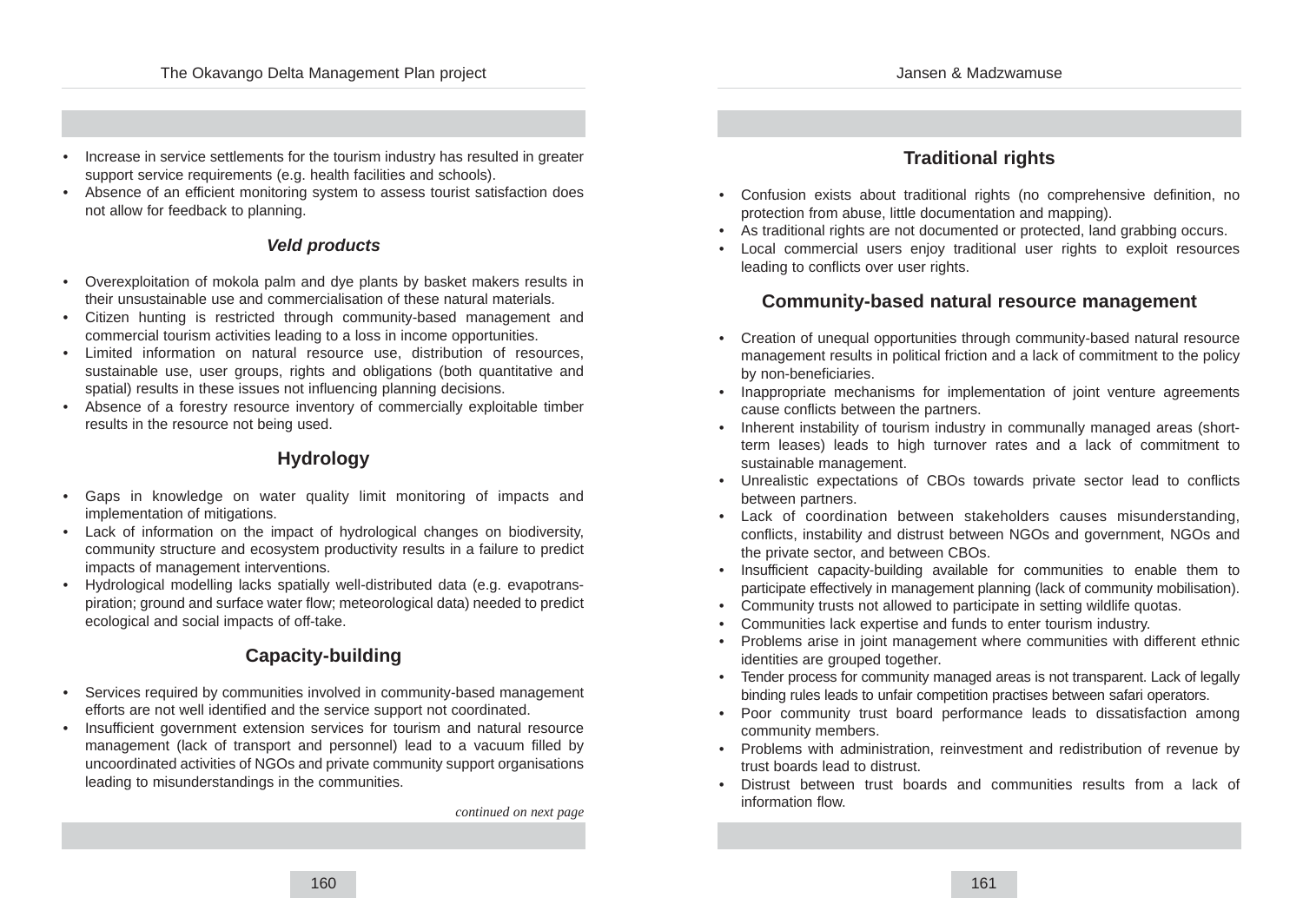- Increase in service settlements for the tourism industry has resulted in greater support service requirements (e.g. health facilities and schools).
- Absence of an efficient monitoring system to assess tourist satisfaction does not allow for feedback to planning.

### *Veld products*

- Overexploitation of mokola palm and dye plants by basket makers results in their unsustainable use and commercialisation of these natural materials.
- Citizen hunting is restricted through community-based management and commercial tourism activities leading to a loss in income opportunities.
- Limited information on natural resource use, distribution of resources, sustainable use, user groups, rights and obligations (both quantitative and spatial) results in these issues not influencing planning decisions.
- Absence of a forestry resource inventory of commercially exploitable timber results in the resource not being used.

### Hydrology

- Gaps in knowledge on water quality limit monitoring of impacts and implementation of mitigations.
- Lack of information on the impact of hydrological changes on biodiversity, community structure and ecosystem productivity results in a failure to predict impacts of management interventions.
- Hydrological modelling lacks spatially well-distributed data (e.g. evapotrans-piration; ground and surface water flow; meteorological data) needed to predict ecological and social impacts of off-take.

### Capacity-building

- Services required by communities involved in community-based management efforts are not well identified and the service support not coordinated.
- Insufficient government extension services for tourism and natural resource management (lack of transport and personnel) lead to a vacuum filled by uncoordinated activities of NGOs and private community support organisations leading to misunderstandings in the communities.

*continued on next page*

### Traditional rights

- Confusion exists about traditional rights (no comprehensive definition, no protection from abuse, little documentation and mapping).
- As traditional rights are not documented or protected, land grabbing occurs.
- Local commercial users enjoy traditional user rights to exploit resources leading to conflicts over user rights.

### Community-based natural resource management

- Creation of unequal opportunities through community-based natural resource management results in political friction and a lack of commitment to the policy by non-beneficiaries.
- Inappropriate mechanisms for implementation of joint venture agreements cause conflicts between the partners.
- Inherent instability of tourism industry in communally managed areas (short-term leases) leads to high turnover rates and a lack of commitment to sustainable management.
- Unrealistic expectations of CBOs towards private sector lead to conflicts between partners.
- Lack of coordination between stakeholders causes misunderstanding, conflicts, instability and distrust between NGOs and government, NGOs and the private sector, and between CBOs.
- Insufficient capacity-building available for communities to enable them to participate effectively in management planning (lack of community mobilisation).
- Community trusts not allowed to participate in setting wildlife quotas.
- Communities lack expertise and funds to enter tourism industry.
- Problems arise in joint management where communities with different ethnic identities are grouped together.
- Tender process for community managed areas is not transparent. Lack of legally binding rules leads to unfair competition practises between safari operators.
- Poor community trust board performance leads to dissatisfaction among community members.
- Problems with administration, reinvestment and redistribution of revenue by trust boards lead to distrust.
- Distrust between trust boards and communities results from a lack of information flow.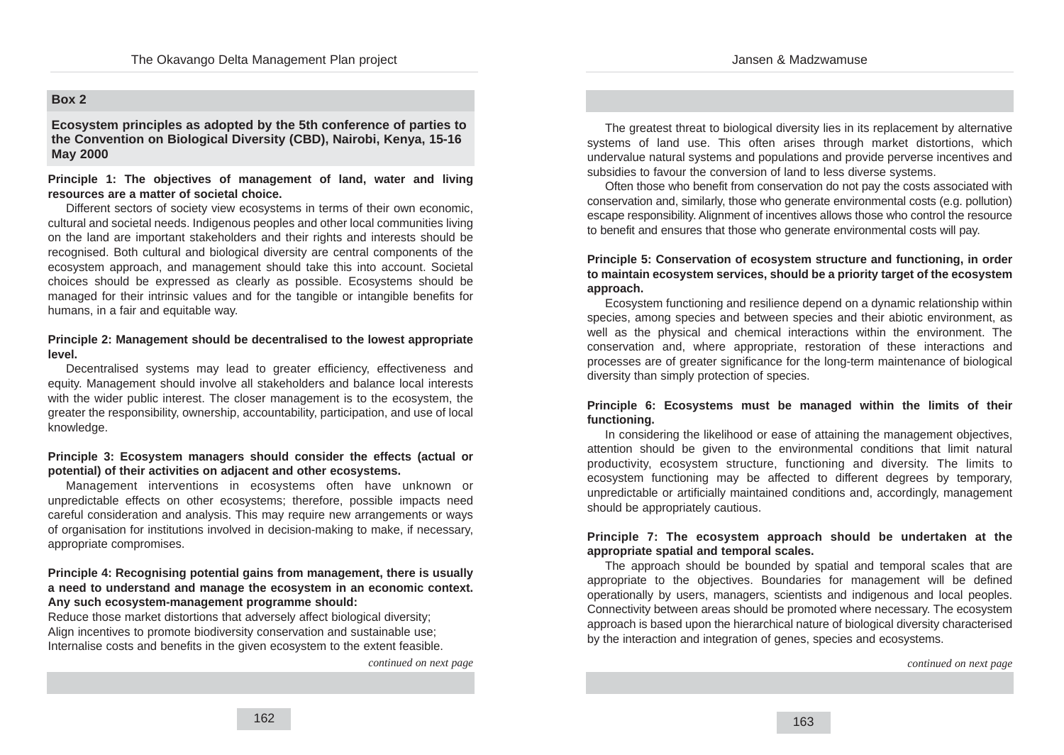**Box 2**

**Ecosystem principles as adopted by the 5th conference of parties to the Convention on Biological Diversity (CBD), Nairobi, Kenya, 15-16 May 2000**

**Principle 1: The objectives of management of land, water and living resources are a matter of societal choice.**

Different sectors of society view ecosystems in terms of their own economic, cultural and societal needs. Indigenous peoples and other local communities living on the land are important stakeholders and their rights and interests should be recognised. Both cultural and biological diversity are central components of the ecosystem approach, and management should take this into account. Societal choices should be expressed as clearly as possible. Ecosystems should be managed for their intrinsic values and for the tangible or intangible benefits for humans, in a fair and equitable way.

**Principle 2: Management should be decentralised to the lowest appropriate level.**

Decentralised systems may lead to greater efficiency, effectiveness and equity. Management should involve all stakeholders and balance local interests with the wider public interest. The closer management is to the ecosystem, the greater the responsibility, ownership, accountability, participation, and use of local knowledge.

**Principle 3: Ecosystem managers should consider the effects (actual or potential) of their activities on adjacent and other ecosystems.**

Management interventions in ecosystems often have unknown or unpredictable effects on other ecosystems; therefore, possible impacts need careful consideration and analysis. This may require new arrangements or ways of organisation for institutions involved in decision-making to make, if necessary, appropriate compromises.

**Principle 4: Recognising potential gains from management, there is usually a need to understand and manage the ecosystem in an economic context. Any such ecosystem-management programme should:**

Reduce those market distortions that adversely affect biological diversity;
Align incentives to promote biodiversity conservation and sustainable use;
Internalise costs and benefits in the given ecosystem to the extent feasible.

*continued on next page*

The greatest threat to biological diversity lies in its replacement by alternative systems of land use. This often arises through market distortions, which undervalue natural systems and populations and provide perverse incentives and subsidies to favour the conversion of land to less diverse systems.

Often those who benefit from conservation do not pay the costs associated with conservation and, similarly, those who generate environmental costs (e.g. pollution) escape responsibility. Alignment of incentives allows those who control the resource to benefit and ensures that those who generate environmental costs will pay.

**Principle 5: Conservation of ecosystem structure and functioning, in order to maintain ecosystem services, should be a priority target of the ecosystem approach.**

Ecosystem functioning and resilience depend on a dynamic relationship within species, among species and between species and their abiotic environment, as well as the physical and chemical interactions within the environment. The conservation and, where appropriate, restoration of these interactions and processes are of greater significance for the long-term maintenance of biological diversity than simply protection of species.

**Principle 6: Ecosystems must be managed within the limits of their functioning.**

In considering the likelihood or ease of attaining the management objectives, attention should be given to the environmental conditions that limit natural productivity, ecosystem structure, functioning and diversity. The limits to ecosystem functioning may be affected to different degrees by temporary, unpredictable or artificially maintained conditions and, accordingly, management should be appropriately cautious.

**Principle 7: The ecosystem approach should be undertaken at the appropriate spatial and temporal scales.**

The approach should be bounded by spatial and temporal scales that are appropriate to the objectives. Boundaries for management will be defined operationally by users, managers, scientists and indigenous and local peoples. Connectivity between areas should be promoted where necessary. The ecosystem approach is based upon the hierarchical nature of biological diversity characterised by the interaction and integration of genes, species and ecosystems.

*continued on next page*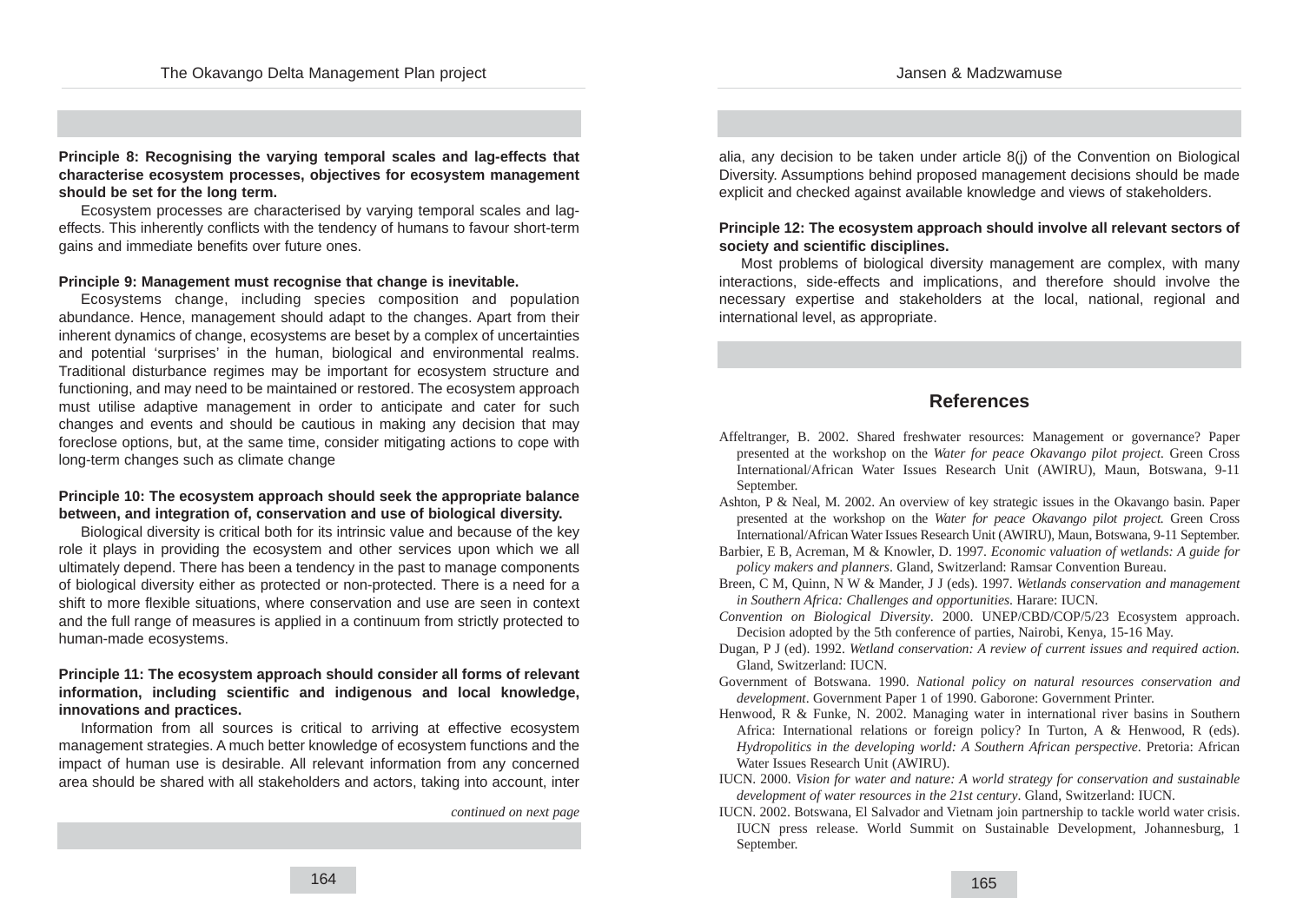**Principle 8: Recognising the varying temporal scales and lag-effects that characterise ecosystem processes, objectives for ecosystem management should be set for the long term.**

Ecosystem processes are characterised by varying temporal scales and lag-effects. This inherently conflicts with the tendency of humans to favour short-term gains and immediate benefits over future ones.

**Principle 9: Management must recognise that change is inevitable.**

Ecosystems change, including species composition and population abundance. Hence, management should adapt to the changes. Apart from their inherent dynamics of change, ecosystems are beset by a complex of uncertainties and potential 'surprises' in the human, biological and environmental realms. Traditional disturbance regimes may be important for ecosystem structure and functioning, and may need to be maintained or restored. The ecosystem approach must utilise adaptive management in order to anticipate and cater for such changes and events and should be cautious in making any decision that may foreclose options, but, at the same time, consider mitigating actions to cope with long-term changes such as climate change

**Principle 10: The ecosystem approach should seek the appropriate balance between, and integration of, conservation and use of biological diversity.**

Biological diversity is critical both for its intrinsic value and because of the key role it plays in providing the ecosystem and other services upon which we all ultimately depend. There has been a tendency in the past to manage components of biological diversity either as protected or non-protected. There is a need for a shift to more flexible situations, where conservation and use are seen in context and the full range of measures is applied in a continuum from strictly protected to human-made ecosystems.

**Principle 11: The ecosystem approach should consider all forms of relevant information, including scientific and indigenous and local knowledge, innovations and practices.**

Information from all sources is critical to arriving at effective ecosystem management strategies. A much better knowledge of ecosystem functions and the impact of human use is desirable. All relevant information from any concerned area should be shared with all stakeholders and actors, taking into account, inter alia, any decision to be taken under article 8(j) of the Convention on Biological Diversity. Assumptions behind proposed management decisions should be made explicit and checked against available knowledge and views of stakeholders.

**Principle 12: The ecosystem approach should involve all relevant sectors of society and scientific disciplines.**

Most problems of biological diversity management are complex, with many interactions, side-effects and implications, and therefore should involve the necessary expertise and stakeholders at the local, national, regional and international level, as appropriate.

## References

Affeltranger, B. 2002. Shared freshwater resources: Management or governance? Paper presented at the workshop on the *Water for peace Okavango pilot project*. Green Cross International/African Water Issues Research Unit (AWIRU), Maun, Botswana, 9-11 September.

Ashton, P & Neal, M. 2002. An overview of key strategic issues in the Okavango basin. Paper presented at the workshop on the *Water for peace Okavango pilot project.* Green Cross International/African Water Issues Research Unit (AWIRU), Maun, Botswana, 9-11 September.

Barbier, E B, Acreman, M & Knowler, D. 1997. *Economic valuation of wetlands: A guide for policy makers and planners*. Gland, Switzerland: Ramsar Convention Bureau.

Breen, C M, Quinn, N W & Mander, J J (eds). 1997. *Wetlands conservation and management in Southern Africa: Challenges and opportunities*. Harare: IUCN.

*Convention on Biological Diversity*. 2000. UNEP/CBD/COP/5/23 Ecosystem approach. Decision adopted by the 5th conference of parties, Nairobi, Kenya, 15-16 May.

Dugan, P J (ed). 1992. *Wetland conservation: A review of current issues and required action.* Gland, Switzerland: IUCN.

Government of Botswana. 1990. *National policy on natural resources conservation and development*. Government Paper 1 of 1990. Gaborone: Government Printer.

Henwood, R & Funke, N. 2002. Managing water in international river basins in Southern Africa: International relations or foreign policy? In Turton, A & Henwood, R (eds). *Hydropolitics in the developing world: A Southern African perspective*. Pretoria: African Water Issues Research Unit (AWIRU).

IUCN. 2000. *Vision for water and nature: A world strategy for conservation and sustainable development of water resources in the 21st century*. Gland, Switzerland: IUCN.

IUCN. 2002. Botswana, El Salvador and Vietnam join partnership to tackle world water crisis. IUCN press release. World Summit on Sustainable Development, Johannesburg, 1 September.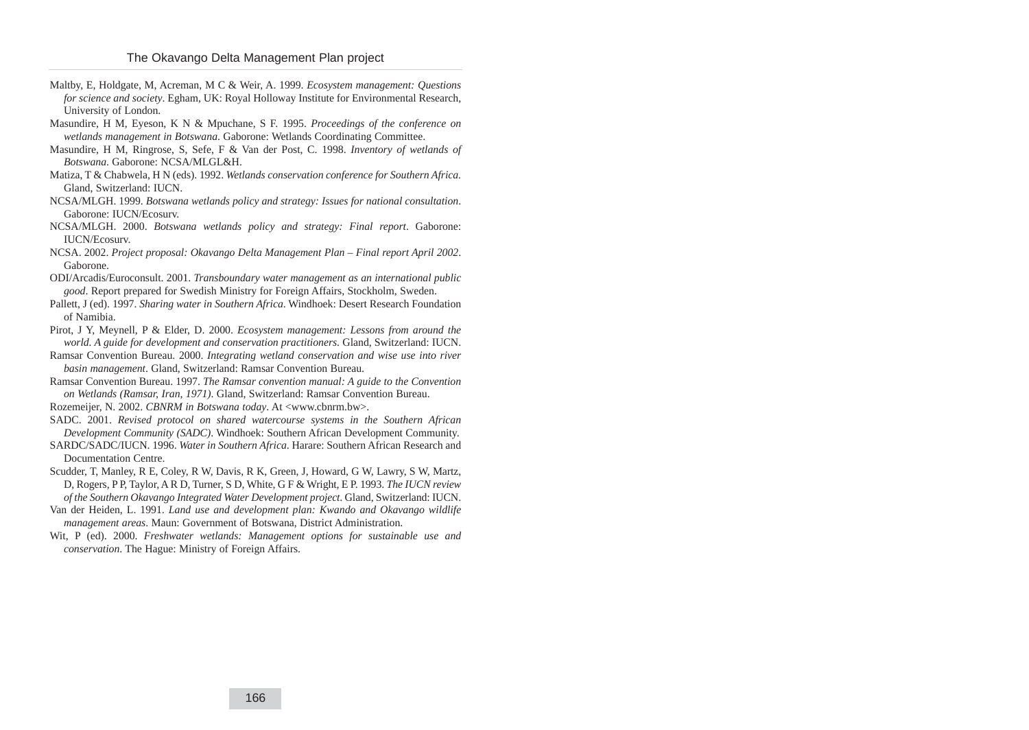Maltby, E, Holdgate, M, Acreman, M C & Weir, A. 1999. *Ecosystem management: Questions for science and society*. Egham, UK: Royal Holloway Institute for Environmental Research, University of London.

Masundire, H M, Eyeson, K N & Mpuchane, S F. 1995. *Proceedings of the conference on wetlands management in Botswana*. Gaborone: Wetlands Coordinating Committee.

Masundire, H M, Ringrose, S, Sefe, F & Van der Post, C. 1998. *Inventory of wetlands of Botswana*. Gaborone: NCSA/MLGL&H.

Matiza, T & Chabwela, H N (eds). 1992. *Wetlands conservation conference for Southern Africa*. Gland, Switzerland: IUCN.

NCSA/MLGH. 1999. *Botswana wetlands policy and strategy: Issues for national consultation*. Gaborone: IUCN/Ecosurv.

NCSA/MLGH. 2000. *Botswana wetlands policy and strategy: Final report*. Gaborone: IUCN/Ecosurv.

NCSA. 2002. *Project proposal: Okavango Delta Management Plan – Final report April 2002*. Gaborone.

ODI/Arcadis/Euroconsult. 2001. *Transboundary water management as an international public good*. Report prepared for Swedish Ministry for Foreign Affairs, Stockholm, Sweden.

Pallett, J (ed). 1997. *Sharing water in Southern Africa*. Windhoek: Desert Research Foundation of Namibia.

Pirot, J Y, Meynell, P & Elder, D. 2000. *Ecosystem management: Lessons from around the world. A guide for development and conservation practitioners*. Gland, Switzerland: IUCN.

Ramsar Convention Bureau. 2000. *Integrating wetland conservation and wise use into river basin management*. Gland, Switzerland: Ramsar Convention Bureau.

Ramsar Convention Bureau. 1997. *The Ramsar convention manual: A guide to the Convention on Wetlands (Ramsar, Iran, 1971)*. Gland, Switzerland: Ramsar Convention Bureau.

Rozemeijer, N. 2002. *CBNRM in Botswana today*. At <www.cbnrm.bw>.

SADC. 2001. *Revised protocol on shared watercourse systems in the Southern African Development Community (SADC)*. Windhoek: Southern African Development Community.

SARDC/SADC/IUCN. 1996. *Water in Southern Africa*. Harare: Southern African Research and Documentation Centre.

Scudder, T, Manley, R E, Coley, R W, Davis, R K, Green, J, Howard, G W, Lawry, S W, Martz, D, Rogers, P P, Taylor, A R D, Turner, S D, White, G F & Wright, E P. 1993. *The IUCN review of the Southern Okavango Integrated Water Development project*. Gland, Switzerland: IUCN.

Van der Heiden, L. 1991. *Land use and development plan: Kwando and Okavango wildlife management areas*. Maun: Government of Botswana, District Administration.

Wit, P (ed). 2000. *Freshwater wetlands: Management options for sustainable use and conservation*. The Hague: Ministry of Foreign Affairs.